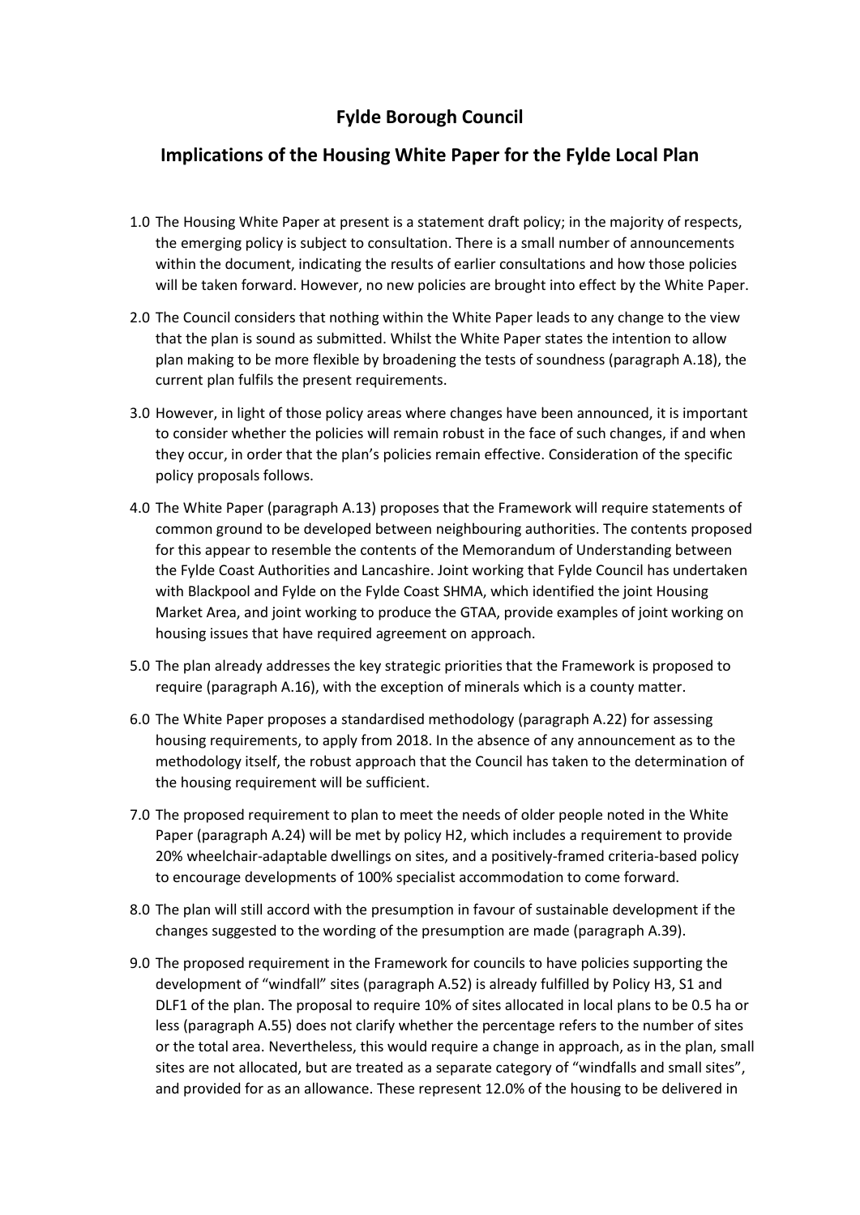# Fylde Borough Council

## Implications of the Housing White Paper for the Fylde Local Plan

1.0 The Housing White Paper at present is a statement draft policy; in the majority of respects, the emerging policy is subject to consultation. There is a small number of announcements within the document, indicating the results of earlier consultations and how those policies will be taken forward. However, no new policies are brought into effect by the White Paper.

2.0 The Council considers that nothing within the White Paper leads to any change to the view that the plan is sound as submitted. Whilst the White Paper states the intention to allow plan making to be more flexible by broadening the tests of soundness (paragraph A.18), the current plan fulfils the present requirements.

3.0 However, in light of those policy areas where changes have been announced, it is important to consider whether the policies will remain robust in the face of such changes, if and when they occur, in order that the plan's policies remain effective. Consideration of the specific policy proposals follows.

4.0 The White Paper (paragraph A.13) proposes that the Framework will require statements of common ground to be developed between neighbouring authorities. The contents proposed for this appear to resemble the contents of the Memorandum of Understanding between the Fylde Coast Authorities and Lancashire. Joint working that Fylde Council has undertaken with Blackpool and Fylde on the Fylde Coast SHMA, which identified the joint Housing Market Area, and joint working to produce the GTAA, provide examples of joint working on housing issues that have required agreement on approach.

5.0 The plan already addresses the key strategic priorities that the Framework is proposed to require (paragraph A.16), with the exception of minerals which is a county matter.

6.0 The White Paper proposes a standardised methodology (paragraph A.22) for assessing housing requirements, to apply from 2018. In the absence of any announcement as to the methodology itself, the robust approach that the Council has taken to the determination of the housing requirement will be sufficient.

7.0 The proposed requirement to plan to meet the needs of older people noted in the White Paper (paragraph A.24) will be met by policy H2, which includes a requirement to provide 20% wheelchair-adaptable dwellings on sites, and a positively-framed criteria-based policy to encourage developments of 100% specialist accommodation to come forward.

8.0 The plan will still accord with the presumption in favour of sustainable development if the changes suggested to the wording of the presumption are made (paragraph A.39).

9.0 The proposed requirement in the Framework for councils to have policies supporting the development of "windfall" sites (paragraph A.52) is already fulfilled by Policy H3, S1 and DLF1 of the plan. The proposal to require 10% of sites allocated in local plans to be 0.5 ha or less (paragraph A.55) does not clarify whether the percentage refers to the number of sites or the total area. Nevertheless, this would require a change in approach, as in the plan, small sites are not allocated, but are treated as a separate category of "windfalls and small sites", and provided for as an allowance. These represent 12.0% of the housing to be delivered in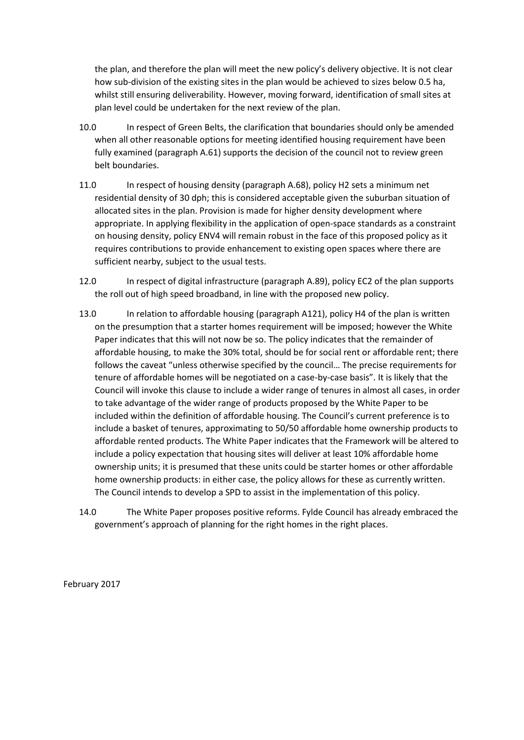the plan, and therefore the plan will meet the new policy's delivery objective. It is not clear how sub-division of the existing sites in the plan would be achieved to sizes below 0.5 ha, whilst still ensuring deliverability. However, moving forward, identification of small sites at plan level could be undertaken for the next review of the plan.

10.0 In respect of Green Belts, the clarification that boundaries should only be amended when all other reasonable options for meeting identified housing requirement have been fully examined (paragraph A.61) supports the decision of the council not to review green belt boundaries.

11.0 In respect of housing density (paragraph A.68), policy H2 sets a minimum net residential density of 30 dph; this is considered acceptable given the suburban situation of allocated sites in the plan. Provision is made for higher density development where appropriate. In applying flexibility in the application of open-space standards as a constraint on housing density, policy ENV4 will remain robust in the face of this proposed policy as it requires contributions to provide enhancement to existing open spaces where there are sufficient nearby, subject to the usual tests.

12.0 In respect of digital infrastructure (paragraph A.89), policy EC2 of the plan supports the roll out of high speed broadband, in line with the proposed new policy.

13.0 In relation to affordable housing (paragraph A121), policy H4 of the plan is written on the presumption that a starter homes requirement will be imposed; however the White Paper indicates that this will not now be so. The policy indicates that the remainder of affordable housing, to make the 30% total, should be for social rent or affordable rent; there follows the caveat "unless otherwise specified by the council… The precise requirements for tenure of affordable homes will be negotiated on a case-by-case basis". It is likely that the Council will invoke this clause to include a wider range of tenures in almost all cases, in order to take advantage of the wider range of products proposed by the White Paper to be included within the definition of affordable housing. The Council's current preference is to include a basket of tenures, approximating to 50/50 affordable home ownership products to affordable rented products. The White Paper indicates that the Framework will be altered to include a policy expectation that housing sites will deliver at least 10% affordable home ownership units; it is presumed that these units could be starter homes or other affordable home ownership products: in either case, the policy allows for these as currently written. The Council intends to develop a SPD to assist in the implementation of this policy.

14.0 The White Paper proposes positive reforms. Fylde Council has already embraced the government's approach of planning for the right homes in the right places.

February 2017